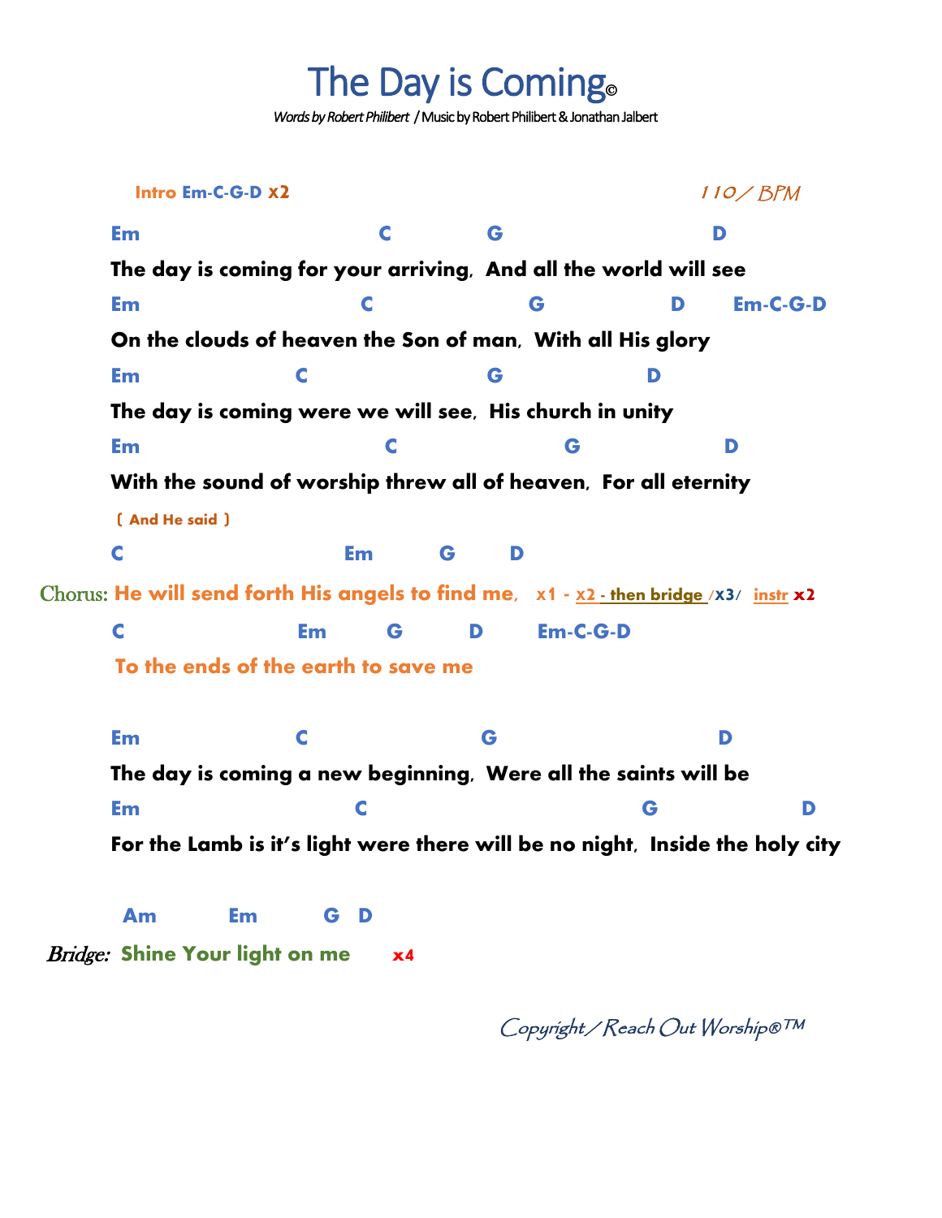# The Day is Coming©

*Words by Robert Philibert* / Music by Robert Philibert & Jonathan Jalbert

**Intro Em-C-G-D x2** *110 / BPM*

```
Em                          C          G                      D
The day is coming for your arriving,  And all the world will see
Em                        C                G              D      Em-C-G-D
On the clouds of heaven the Son of man,  With all His glory
Em                 C                  G               D
The day is coming were we will see,  His church in unity
Em                         C                G                D
With the sound of worship threw all of heaven,  For all eternity
```

**( And He said )**

```
          C                           Em        G       D
Chorus: He will send forth His angels to find me,   x1 - x2 - then bridge /x3/  instr x2
        C                 Em        G        D       Em-C-G-D
        To the ends of the earth to save me
```

```
Em                 C                  G                        D
The day is coming a new beginning,  Were all the saints will be
Em                        C                             G                D
For the Lamb is it's light were there will be no night,  Inside the holy city
```

```
          Am        Em        G  D
Bridge:  Shine Your light on me       x4
```

*Copyright / Reach Out Worship®™*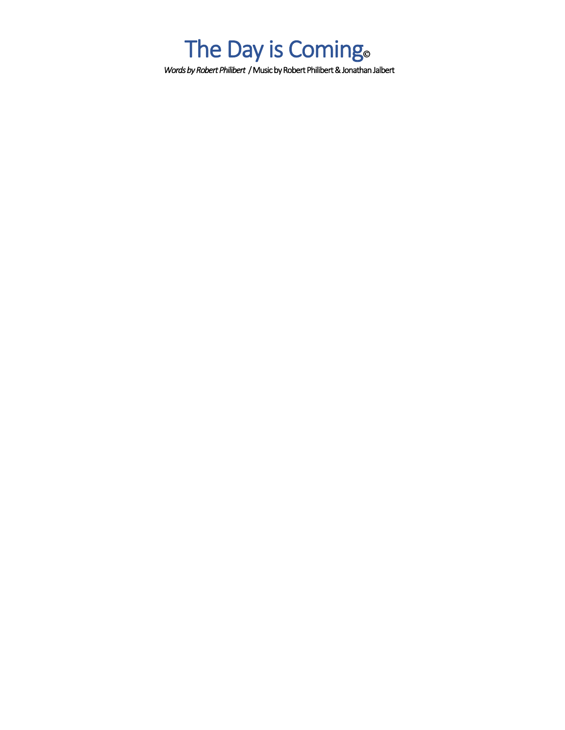# The Day is Coming©

*Words by Robert Philibert* / Music by Robert Philibert & Jonathan Jalbert